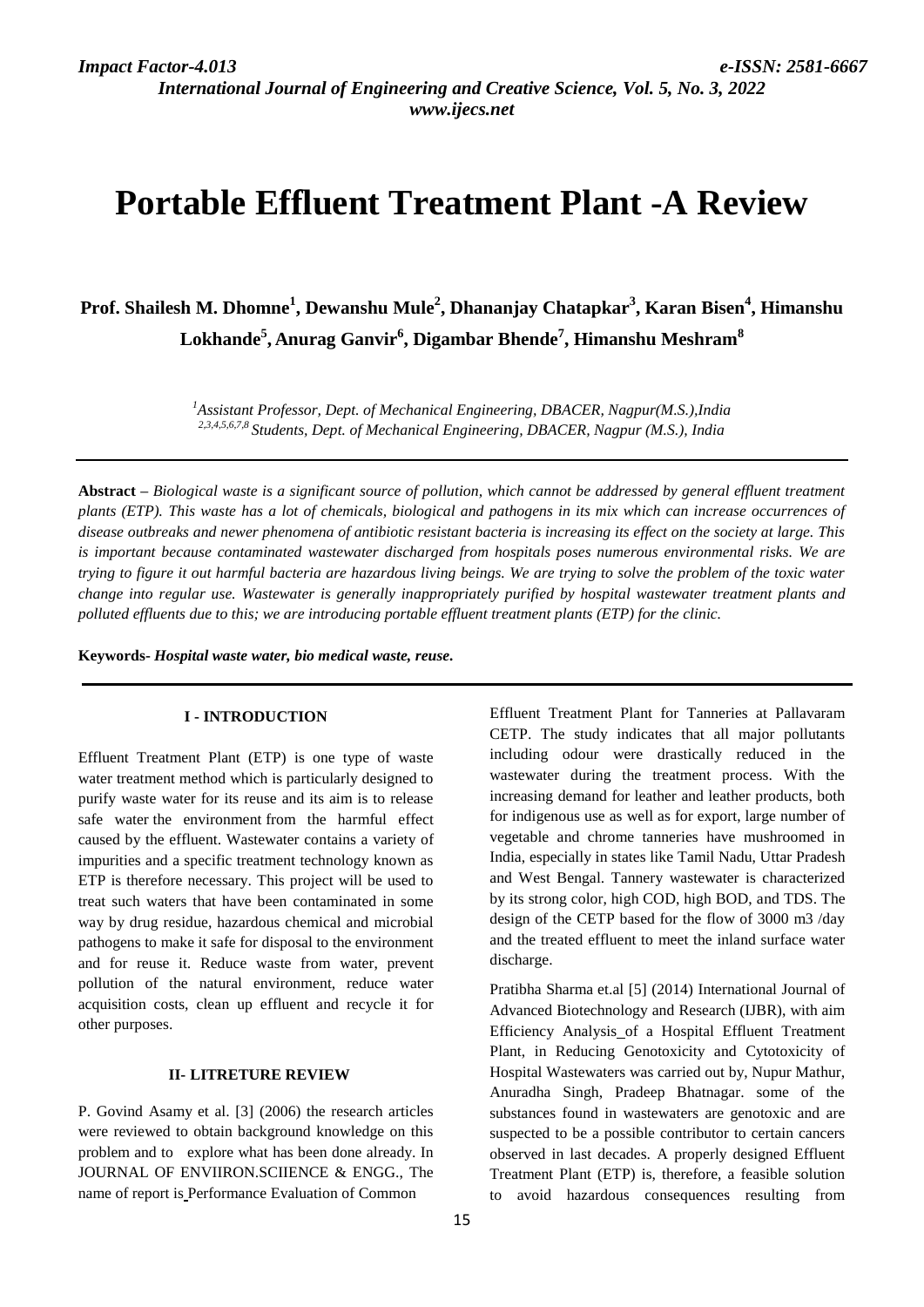# Portable Effluent Treatment Plant -A Review

**Prof. Shailesh M. Dhomne[1], Dewanshu Mule[2], Dhananjay Chatapkar[3], Karan Bisen[4], Himanshu Lokhande[5], Anurag Ganvir[6], Digambar Bhende[7], Himanshu Meshram[8]**

*[1]Assistant Professor, Dept. of Mechanical Engineering, DBACER, Nagpur(M.S.),India*
*[2,3,4,5,6,7,8] Students, Dept. of Mechanical Engineering, DBACER, Nagpur (M.S.), India*

**Abstract –** *Biological waste is a significant source of pollution, which cannot be addressed by general effluent treatment plants (ETP). This waste has a lot of chemicals, biological and pathogens in its mix which can increase occurrences of disease outbreaks and newer phenomena of antibiotic resistant bacteria is increasing its effect on the society at large. This is important because contaminated wastewater discharged from hospitals poses numerous environmental risks. We are trying to figure it out harmful bacteria are hazardous living beings. We are trying to solve the problem of the toxic water change into regular use. Wastewater is generally inappropriately purified by hospital wastewater treatment plants and polluted effluents due to this; we are introducing portable effluent treatment plants (ETP) for the clinic.*

**Keywords-** *Hospital waste water, bio medical waste, reuse.*

## I - INTRODUCTION

Effluent Treatment Plant (ETP) is one type of waste water treatment method which is particularly designed to purify waste water for its reuse and its aim is to release safe water the environment from the harmful effect caused by the effluent. Wastewater contains a variety of impurities and a specific treatment technology known as ETP is therefore necessary. This project will be used to treat such waters that have been contaminated in some way by drug residue, hazardous chemical and microbial pathogens to make it safe for disposal to the environment and for reuse it. Reduce waste from water, prevent pollution of the natural environment, reduce water acquisition costs, clean up effluent and recycle it for other purposes.

## II- LITRETURE REVIEW

P. Govind Asamy et al. [3] (2006) the research articles were reviewed to obtain background knowledge on this problem and to explore what has been done already. In JOURNAL OF ENVIIRON.SCIIENCE & ENGG., The name of report is Performance Evaluation of Common Effluent Treatment Plant for Tanneries at Pallavaram CETP. The study indicates that all major pollutants including odour were drastically reduced in the wastewater during the treatment process. With the increasing demand for leather and leather products, both for indigenous use as well as for export, large number of vegetable and chrome tanneries have mushroomed in India, especially in states like Tamil Nadu, Uttar Pradesh and West Bengal. Tannery wastewater is characterized by its strong color, high COD, high BOD, and TDS. The design of the CETP based for the flow of 3000 m3 /day and the treated effluent to meet the inland surface water discharge.

Pratibha Sharma et.al [5] (2014) International Journal of Advanced Biotechnology and Research (IJBR), with aim Efficiency Analysis of a Hospital Effluent Treatment Plant, in Reducing Genotoxicity and Cytotoxicity of Hospital Wastewaters was carried out by, Nupur Mathur, Anuradha Singh, Pradeep Bhatnagar. some of the substances found in wastewaters are genotoxic and are suspected to be a possible contributor to certain cancers observed in last decades. A properly designed Effluent Treatment Plant (ETP) is, therefore, a feasible solution to avoid hazardous consequences resulting from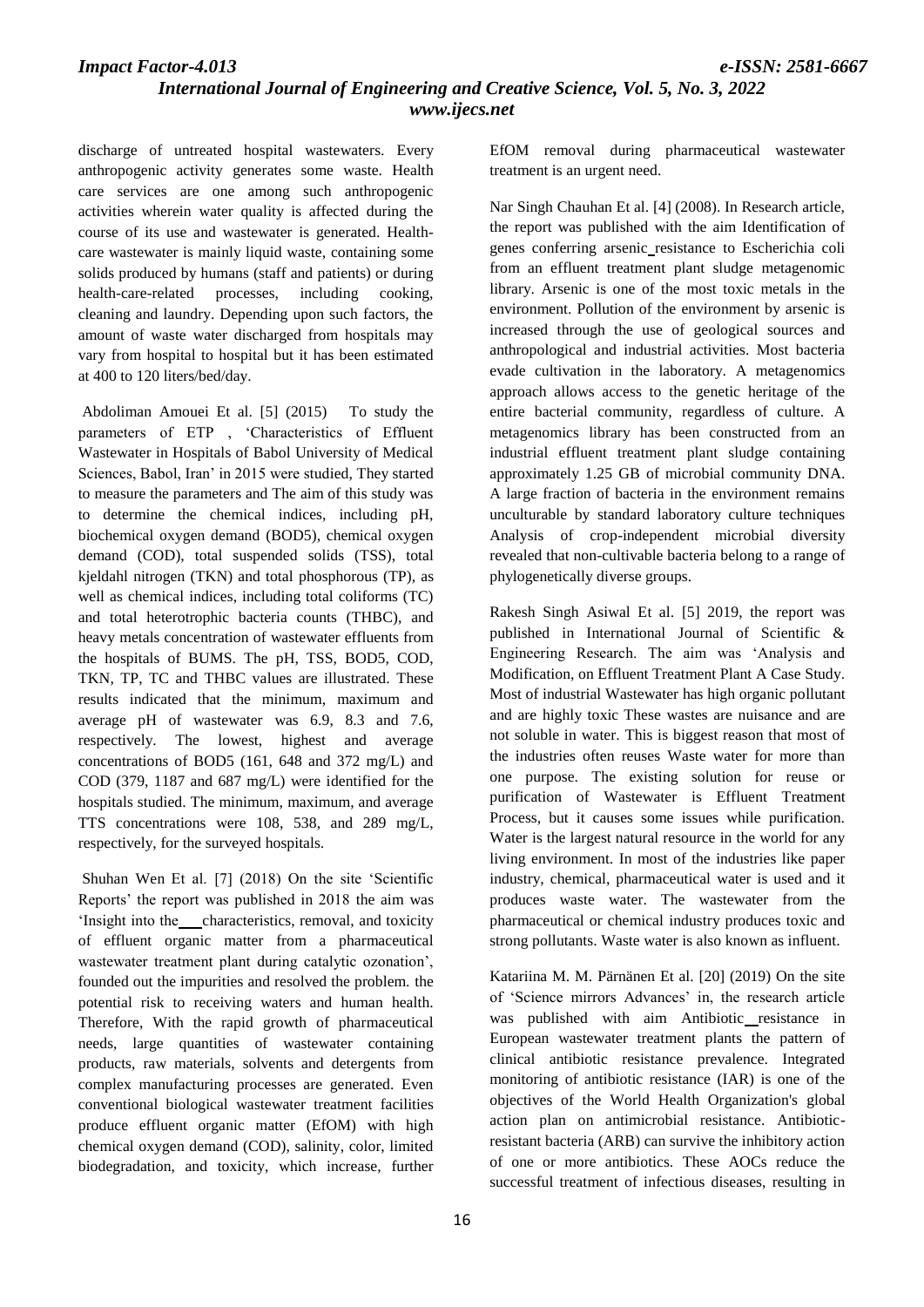discharge of untreated hospital wastewaters. Every anthropogenic activity generates some waste. Health care services are one among such anthropogenic activities wherein water quality is affected during the course of its use and wastewater is generated. Health-care wastewater is mainly liquid waste, containing some solids produced by humans (staff and patients) or during health-care-related processes, including cooking, cleaning and laundry. Depending upon such factors, the amount of waste water discharged from hospitals may vary from hospital to hospital but it has been estimated at 400 to 120 liters/bed/day.

Abdoliman Amouei Et al. [5] (2015) To study the parameters of ETP , 'Characteristics of Effluent Wastewater in Hospitals of Babol University of Medical Sciences, Babol, Iran' in 2015 were studied, They started to measure the parameters and The aim of this study was to determine the chemical indices, including pH, biochemical oxygen demand (BOD5), chemical oxygen demand (COD), total suspended solids (TSS), total kjeldahl nitrogen (TKN) and total phosphorous (TP), as well as chemical indices, including total coliforms (TC) and total heterotrophic bacteria counts (THBC), and heavy metals concentration of wastewater effluents from the hospitals of BUMS. The pH, TSS, BOD5, COD, TKN, TP, TC and THBC values are illustrated. These results indicated that the minimum, maximum and average pH of wastewater was 6.9, 8.3 and 7.6, respectively. The lowest, highest and average concentrations of BOD5 (161, 648 and 372 mg/L) and COD (379, 1187 and 687 mg/L) were identified for the hospitals studied. The minimum, maximum, and average TTS concentrations were 108, 538, and 289 mg/L, respectively, for the surveyed hospitals.

Shuhan Wen Et al. [7] (2018) On the site 'Scientific Reports' the report was published in 2018 the aim was 'Insight into the characteristics, removal, and toxicity of effluent organic matter from a pharmaceutical wastewater treatment plant during catalytic ozonation', founded out the impurities and resolved the problem. the potential risk to receiving waters and human health. Therefore, With the rapid growth of pharmaceutical needs, large quantities of wastewater containing products, raw materials, solvents and detergents from complex manufacturing processes are generated. Even conventional biological wastewater treatment facilities produce effluent organic matter (EfOM) with high chemical oxygen demand (COD), salinity, color, limited biodegradation, and toxicity, which increase, further EfOM removal during pharmaceutical wastewater treatment is an urgent need.

Nar Singh Chauhan Et al. [4] (2008). In Research article, the report was published with the aim Identification of genes conferring arsenic resistance to Escherichia coli from an effluent treatment plant sludge metagenomic library. Arsenic is one of the most toxic metals in the environment. Pollution of the environment by arsenic is increased through the use of geological sources and anthropological and industrial activities. Most bacteria evade cultivation in the laboratory. A metagenomics approach allows access to the genetic heritage of the entire bacterial community, regardless of culture. A metagenomics library has been constructed from an industrial effluent treatment plant sludge containing approximately 1.25 GB of microbial community DNA. A large fraction of bacteria in the environment remains unculturable by standard laboratory culture techniques Analysis of crop-independent microbial diversity revealed that non-cultivable bacteria belong to a range of phylogenetically diverse groups.

Rakesh Singh Asiwal Et al. [5] 2019, the report was published in International Journal of Scientific & Engineering Research. The aim was 'Analysis and Modification, on Effluent Treatment Plant A Case Study. Most of industrial Wastewater has high organic pollutant and are highly toxic These wastes are nuisance and are not soluble in water. This is biggest reason that most of the industries often reuses Waste water for more than one purpose. The existing solution for reuse or purification of Wastewater is Effluent Treatment Process, but it causes some issues while purification. Water is the largest natural resource in the world for any living environment. In most of the industries like paper industry, chemical, pharmaceutical water is used and it produces waste water. The wastewater from the pharmaceutical or chemical industry produces toxic and strong pollutants. Waste water is also known as influent.

Katariina M. M. Pärnänen Et al. [20] (2019) On the site of 'Science mirrors Advances' in, the research article was published with aim Antibiotic resistance in European wastewater treatment plants the pattern of clinical antibiotic resistance prevalence. Integrated monitoring of antibiotic resistance (IAR) is one of the objectives of the World Health Organization's global action plan on antimicrobial resistance. Antibiotic-resistant bacteria (ARB) can survive the inhibitory action of one or more antibiotics. These AOCs reduce the successful treatment of infectious diseases, resulting in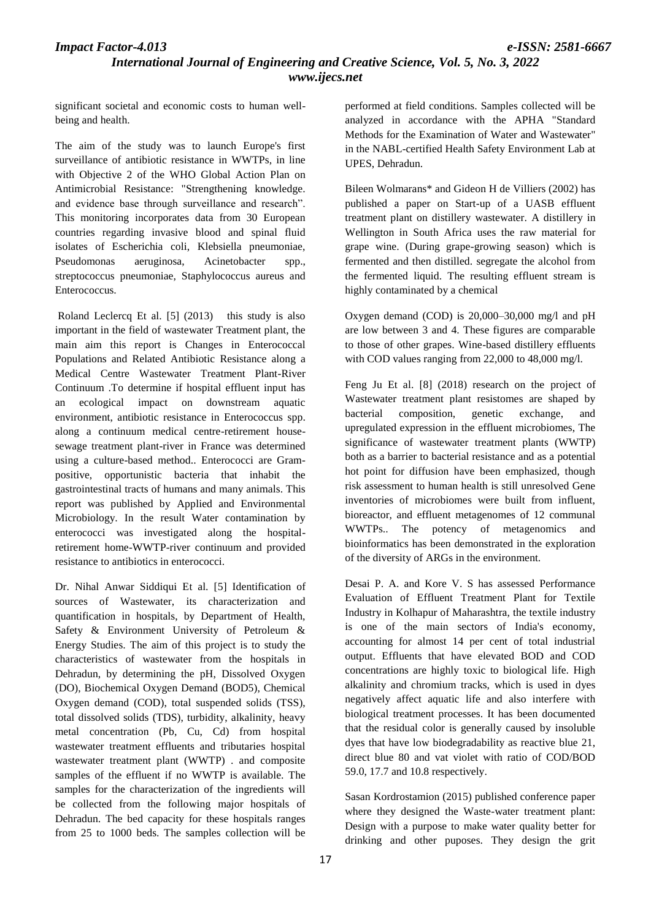significant societal and economic costs to human well-being and health.

The aim of the study was to launch Europe's first surveillance of antibiotic resistance in WWTPs, in line with Objective 2 of the WHO Global Action Plan on Antimicrobial Resistance: "Strengthening knowledge. and evidence base through surveillance and research". This monitoring incorporates data from 30 European countries regarding invasive blood and spinal fluid isolates of Escherichia coli, Klebsiella pneumoniae, Pseudomonas aeruginosa, Acinetobacter spp., streptococcus pneumoniae, Staphylococcus aureus and Enterococcus.

Roland Leclercq Et al. [5] (2013) this study is also important in the field of wastewater Treatment plant, the main aim this report is Changes in Enterococcal Populations and Related Antibiotic Resistance along a Medical Centre Wastewater Treatment Plant-River Continuum .To determine if hospital effluent input has an ecological impact on downstream aquatic environment, antibiotic resistance in Enterococcus spp. along a continuum medical centre-retirement house-sewage treatment plant-river in France was determined using a culture-based method.. Enterococci are Gram-positive, opportunistic bacteria that inhabit the gastrointestinal tracts of humans and many animals. This report was published by Applied and Environmental Microbiology. In the result Water contamination by enterococci was investigated along the hospital-retirement home-WWTP-river continuum and provided resistance to antibiotics in enterococci.

Dr. Nihal Anwar Siddiqui Et al. [5] Identification of sources of Wastewater, its characterization and quantification in hospitals, by Department of Health, Safety & Environment University of Petroleum & Energy Studies. The aim of this project is to study the characteristics of wastewater from the hospitals in Dehradun, by determining the pH, Dissolved Oxygen (DO), Biochemical Oxygen Demand (BOD5), Chemical Oxygen demand (COD), total suspended solids (TSS), total dissolved solids (TDS), turbidity, alkalinity, heavy metal concentration (Pb, Cu, Cd) from hospital wastewater treatment effluents and tributaries hospital wastewater treatment plant (WWTP) . and composite samples of the effluent if no WWTP is available. The samples for the characterization of the ingredients will be collected from the following major hospitals of Dehradun. The bed capacity for these hospitals ranges from 25 to 1000 beds. The samples collection will be performed at field conditions. Samples collected will be analyzed in accordance with the APHA "Standard Methods for the Examination of Water and Wastewater" in the NABL-certified Health Safety Environment Lab at UPES, Dehradun.

Bileen Wolmarans* and Gideon H de Villiers (2002) has published a paper on Start-up of a UASB effluent treatment plant on distillery wastewater. A distillery in Wellington in South Africa uses the raw material for grape wine. (During grape-growing season) which is fermented and then distilled. segregate the alcohol from the fermented liquid. The resulting effluent stream is highly contaminated by a chemical

Oxygen demand (COD) is 20,000–30,000 mg/l and pH are low between 3 and 4. These figures are comparable to those of other grapes. Wine-based distillery effluents with COD values ranging from 22,000 to 48,000 mg/l.

Feng Ju Et al. [8] (2018) research on the project of Wastewater treatment plant resistomes are shaped by bacterial composition, genetic exchange, and upregulated expression in the effluent microbiomes, The significance of wastewater treatment plants (WWTP) both as a barrier to bacterial resistance and as a potential hot point for diffusion have been emphasized, though risk assessment to human health is still unresolved Gene inventories of microbiomes were built from influent, bioreactor, and effluent metagenomes of 12 communal WWTPs.. The potency of metagenomics and bioinformatics has been demonstrated in the exploration of the diversity of ARGs in the environment.

Desai P. A. and Kore V. S has assessed Performance Evaluation of Effluent Treatment Plant for Textile Industry in Kolhapur of Maharashtra, the textile industry is one of the main sectors of India's economy, accounting for almost 14 per cent of total industrial output. Effluents that have elevated BOD and COD concentrations are highly toxic to biological life. High alkalinity and chromium tracks, which is used in dyes negatively affect aquatic life and also interfere with biological treatment processes. It has been documented that the residual color is generally caused by insoluble dyes that have low biodegradability as reactive blue 21, direct blue 80 and vat violet with ratio of COD/BOD 59.0, 17.7 and 10.8 respectively.

Sasan Kordrostamion (2015) published conference paper where they designed the Waste-water treatment plant: Design with a purpose to make water quality better for drinking and other puposes. They design the grit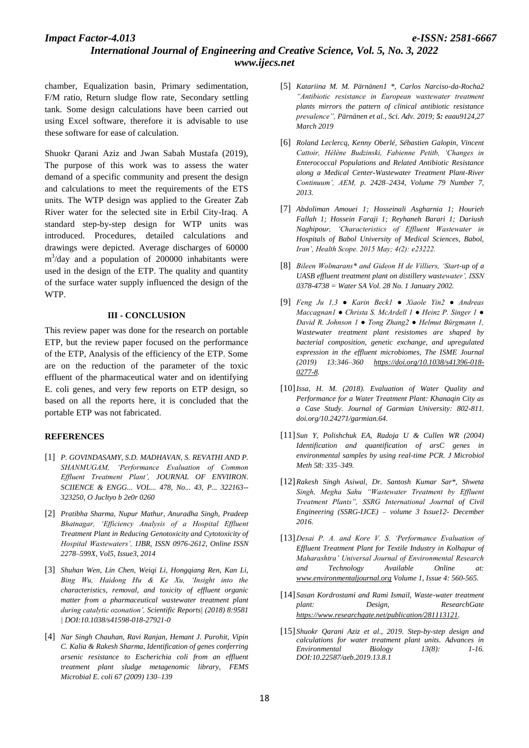chamber, Equalization basin, Primary sedimentation, F/M ratio, Return sludge flow rate, Secondary settling tank. Some design calculations have been carried out using Excel software, therefore it is advisable to use these software for ease of calculation.

Shuokr Qarani Aziz and Jwan Sabah Mustafa (2019), The purpose of this work was to assess the water demand of a specific community and present the design and calculations to meet the requirements of the ETS units. The WTP design was applied to the Greater Zab River water for the selected site in Erbil City-Iraq. A standard step-by-step design for WTP units was introduced. Procedures, detailed calculations and drawings were depicted. Average discharges of 60000 $m^3$/day and a population of 200000 inhabitants were used in the design of the ETP. The quality and quantity of the surface water supply influenced the design of the WTP.

## III - CONCLUSION

This review paper was done for the research on portable ETP, but the review paper focused on the performance of the ETP, Analysis of the efficiency of the ETP. Some are on the reduction of the parameter of the toxic effluent of the pharmaceutical water and on identifying E. coli genes, and very few reports on ETP design, so based on all the reports here, it is concluded that the portable ETP was not fabricated.

## REFERENCES

[1] *P. GOVINDASAMY, S.D. MADHAVAN, S. REVATHI AND P. SHANMUGAM, 'Performance Evaluation of Common Effluent Treatment Plant', JOURNAL OF ENVIIRON. SCIIENCE & ENGG... VOL... 478, No... 43, P... 322163--323250, O Jucltyo b 2e0r 0260*

[2] *Pratibha Sharma, Nupur Mathur, Anuradha Singh, Pradeep Bhatnagar, 'Efficiency Analysis of a Hospital Effluent Treatment Plant in Reducing Genotoxicity and Cytotoxicity of Hospital Wastewaters', IJBR, ISSN 0976-2612, Online ISSN 2278–599X, Vol5, Issue3, 2014*

[3] *Shuhan Wen, Lin Chen, Weiqi Li, Hongqiang Ren, Kan Li, Bing Wu, Haidong Hu & Ke Xu, 'Insight into the characteristics, removal, and toxicity of effluent organic matter from a pharmaceutical wastewater treatment plant during catalytic ozonation', Scientific Reports| (2018) 8:9581 | DOI:10.1038/s41598-018-27921-0*

[4] *Nar Singh Chauhan, Ravi Ranjan, Hemant J. Purohit, Vipin C. Kalia & Rakesh Sharma, Identification of genes conferring arsenic resistance to Escherichia coli from an effluent treatment plant sludge metagenomic library, FEMS Microbial E. coli 67 (2009) 130–139*

[5] *Katariina M. M. Pärnänen1 \*, Carlos Narciso-da-Rocha2 "Antibiotic resistance in European wastewater treatment plants mirrors the pattern of clinical antibiotic resistance prevalence", Pärnänen et al., Sci. Adv. 2019;* ***5:*** *eaau9124,27 March 2019*

[6] *Roland Leclercq, Kenny Oberlé, Sébastien Galopin, Vincent Cattoir, Hélène Budzinski, Fabienne Petitb, 'Changes in Enterococcal Populations and Related Antibiotic Resistance along a Medical Center-Wastewater Treatment Plant-River Continuum', AEM, p. 2428–2434, Volume 79 Number 7, 2013.*

[7] *Abdoliman Amouei 1; Hosseinali Asgharnia 1; Hourieh Fallah 1; Hossein Faraji 1; Reyhaneh Barari 1; Dariush Naghipour, 'Characteristics of Effluent Wastewater in Hospitals of Babol University of Medical Sciences, Babol, Iran', Health Scope. 2015 May; 4(2): e23222.*

[8] *Bileen Wolmarans\* and Gideon H de Villiers, 'Start-up of a UASB effluent treatment plant on distillery wastewater', ISSN 0378-4738 = Water SA Vol. 28 No. 1 January 2002.*

[9] *Feng Ju 1,3 ● Karin Beck1 ● Xiaole Yin2 ● Andreas Maccagnan1 ● Christa S. McArdell 1 ● Heinz P. Singer 1 ● David R. Johnson 1 ● Tong Zhang2 ● Helmut Bürgmann 1, Wastewater treatment plant resistomes are shaped by bacterial composition, genetic exchange, and upregulated expression in the effluent microbiomes, The ISME Journal (2019) 13:346–360 https://doi.org/10.1038/s41396-018-0277-8.*

[10] *Issa, H. M. (2018). Evaluation of Water Quality and Performance for a Water Treatment Plant: Khanaqin City as a Case Study. Journal of Garmian University: 802-811. doi.org/10.24271/garmian.64.*

[11] *Sun Y, Polishchuk EA, Radoja U & Cullen WR (2004) Identification and quantification of arsC genes in environmental samples by using real-time PCR. J Microbiol Meth 58: 335–349.*

[12] *Rakesh Singh Asiwal, Dr. Santosh Kumar Sar\*, Shweta Singh, Megha Sahu "Wastewater Treatment by Effluent Treatment Plants", SSRG International Journal of Civil Engineering (SSRG-IJCE) – volume 3 Issue12- December 2016.*

[13] *Desai P. A. and Kore V. S. 'Performance Evaluation of Effluent Treatment Plant for Textile Industry in Kolhapur of Maharashtra' Universal Journal of Environmental Research and Technology Available Online at: www.environmentaljournal.org Volume 1, Issue 4: 560-565.*

[14] *Sasan Kordrostami and Rami Ismail, Waste-water treatment plant: Design, ResearchGate https://www.researchgate.net/publication/281113121.*

[15] *Shuokr Qarani Aziz et al., 2019. Step-by-step design and calculations for water treatment plant units. Advances in Environmental Biology 13(8): 1-16. DOI:10.22587/aeb.2019.13.8.1*